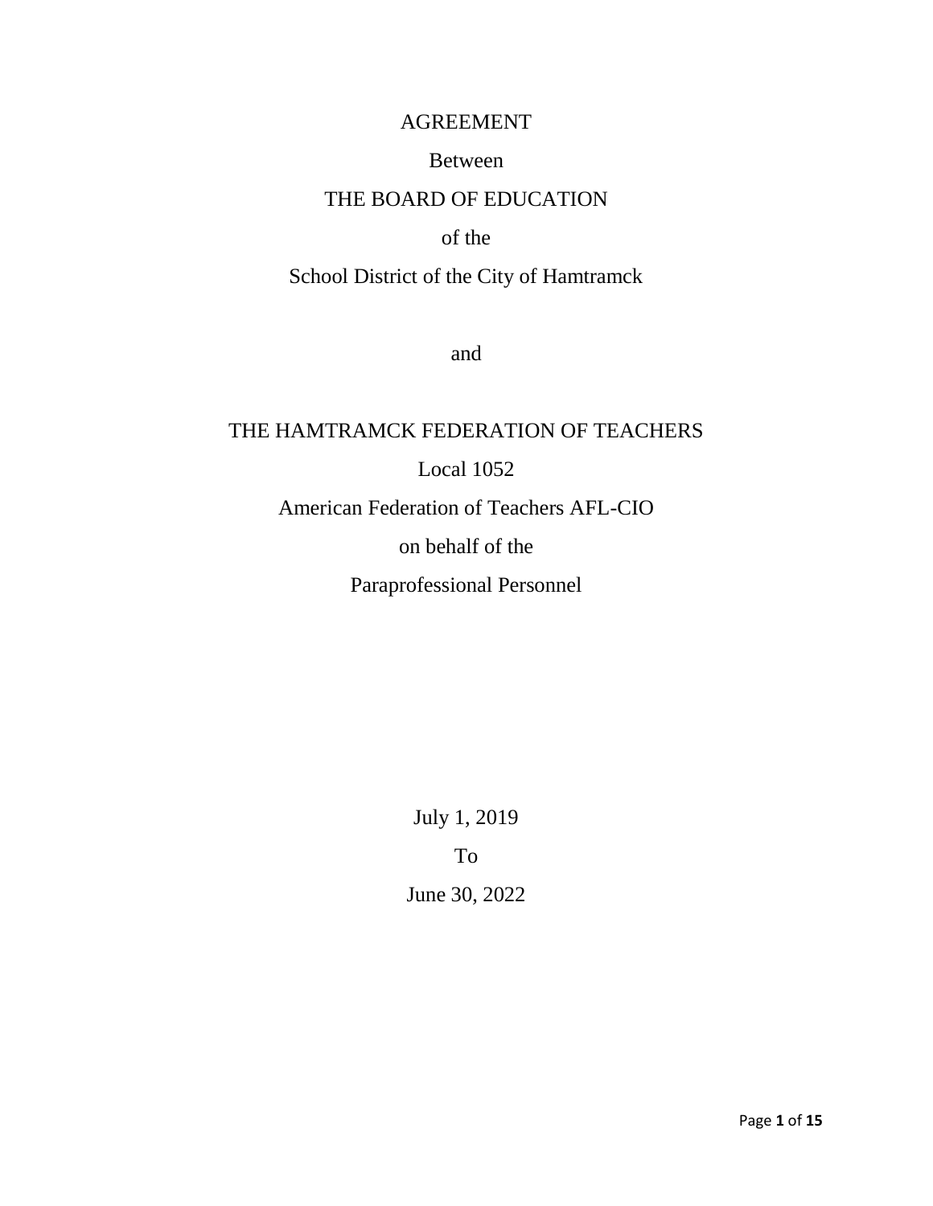AGREEMENT

Between

THE BOARD OF EDUCATION

of the

School District of the City of Hamtramck

and

THE HAMTRAMCK FEDERATION OF TEACHERS

Local 1052

American Federation of Teachers AFL-CIO

on behalf of the

Paraprofessional Personnel

July 1, 2019

To

June 30, 2022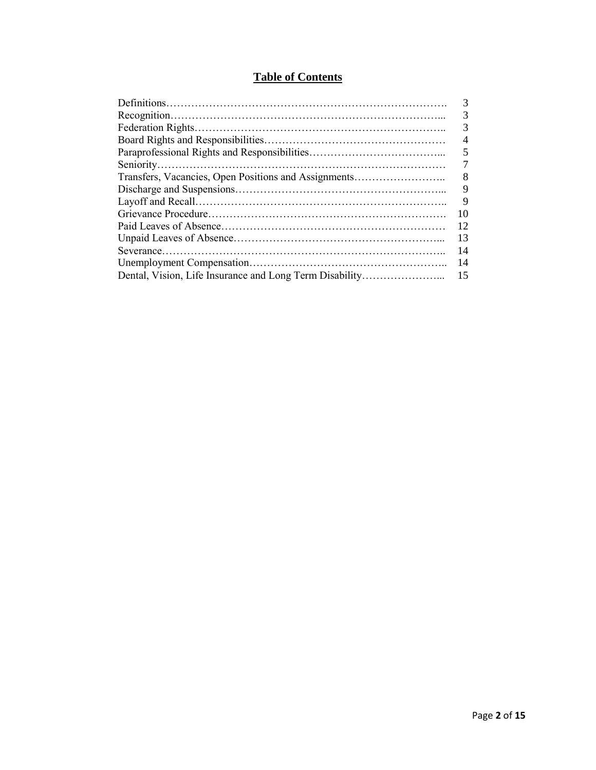# Table of Contents

| Section | Page |
|---|---|
| Definitions | 3 |
| Recognition | 3 |
| Federation Rights | 3 |
| Board Rights and Responsibilities | 4 |
| Paraprofessional Rights and Responsibilities | 5 |
| Seniority | 7 |
| Transfers, Vacancies, Open Positions and Assignments | 8 |
| Discharge and Suspensions | 9 |
| Layoff and Recall | 9 |
| Grievance Procedure | 10 |
| Paid Leaves of Absence | 12 |
| Unpaid Leaves of Absence | 13 |
| Severance | 14 |
| Unemployment Compensation | 14 |
| Dental, Vision, Life Insurance and Long Term Disability | 15 |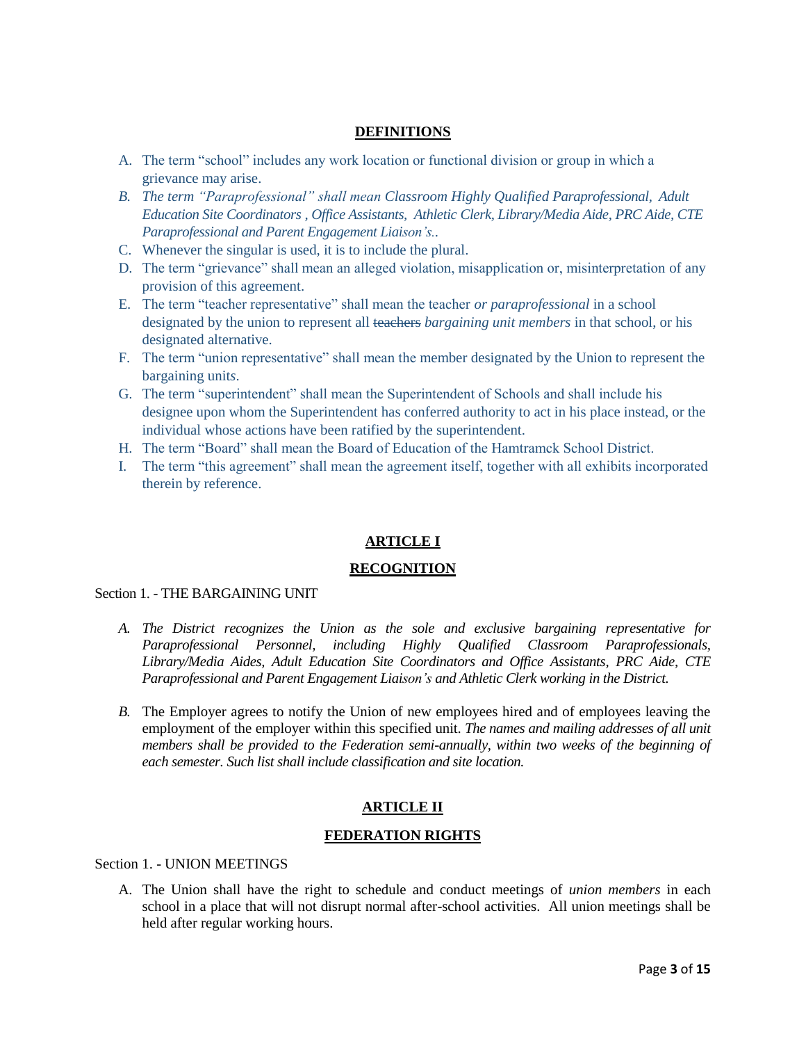## DEFINITIONS

A. The term "school" includes any work location or functional division or group in which a grievance may arise.

*B. The term "Paraprofessional" shall mean Classroom Highly Qualified Paraprofessional, Adult Education Site Coordinators , Office Assistants, Athletic Clerk, Library/Media Aide, PRC Aide, CTE Paraprofessional and Parent Engagement Liaison's..*

C. Whenever the singular is used, it is to include the plural.

D. The term "grievance" shall mean an alleged violation, misapplication or, misinterpretation of any provision of this agreement.

E. The term "teacher representative" shall mean the teacher *or paraprofessional* in a school designated by the union to represent all ~~teachers~~ *bargaining unit members* in that school, or his designated alternative.

F. The term "union representative" shall mean the member designated by the Union to represent the bargaining units.

G. The term "superintendent" shall mean the Superintendent of Schools and shall include his designee upon whom the Superintendent has conferred authority to act in his place instead, or the individual whose actions have been ratified by the superintendent.

H. The term "Board" shall mean the Board of Education of the Hamtramck School District.

I. The term "this agreement" shall mean the agreement itself, together with all exhibits incorporated therein by reference.

## ARTICLE I

## RECOGNITION

Section 1. - THE BARGAINING UNIT

*A. The District recognizes the Union as the sole and exclusive bargaining representative for Paraprofessional Personnel, including Highly Qualified Classroom Paraprofessionals, Library/Media Aides, Adult Education Site Coordinators and Office Assistants, PRC Aide, CTE Paraprofessional and Parent Engagement Liaison's and Athletic Clerk working in the District.*

*B.* The Employer agrees to notify the Union of new employees hired and of employees leaving the employment of the employer within this specified unit. *The names and mailing addresses of all unit members shall be provided to the Federation semi-annually, within two weeks of the beginning of each semester. Such list shall include classification and site location.*

## ARTICLE II

## FEDERATION RIGHTS

Section 1. - UNION MEETINGS

A. The Union shall have the right to schedule and conduct meetings of *union members* in each school in a place that will not disrupt normal after-school activities. All union meetings shall be held after regular working hours.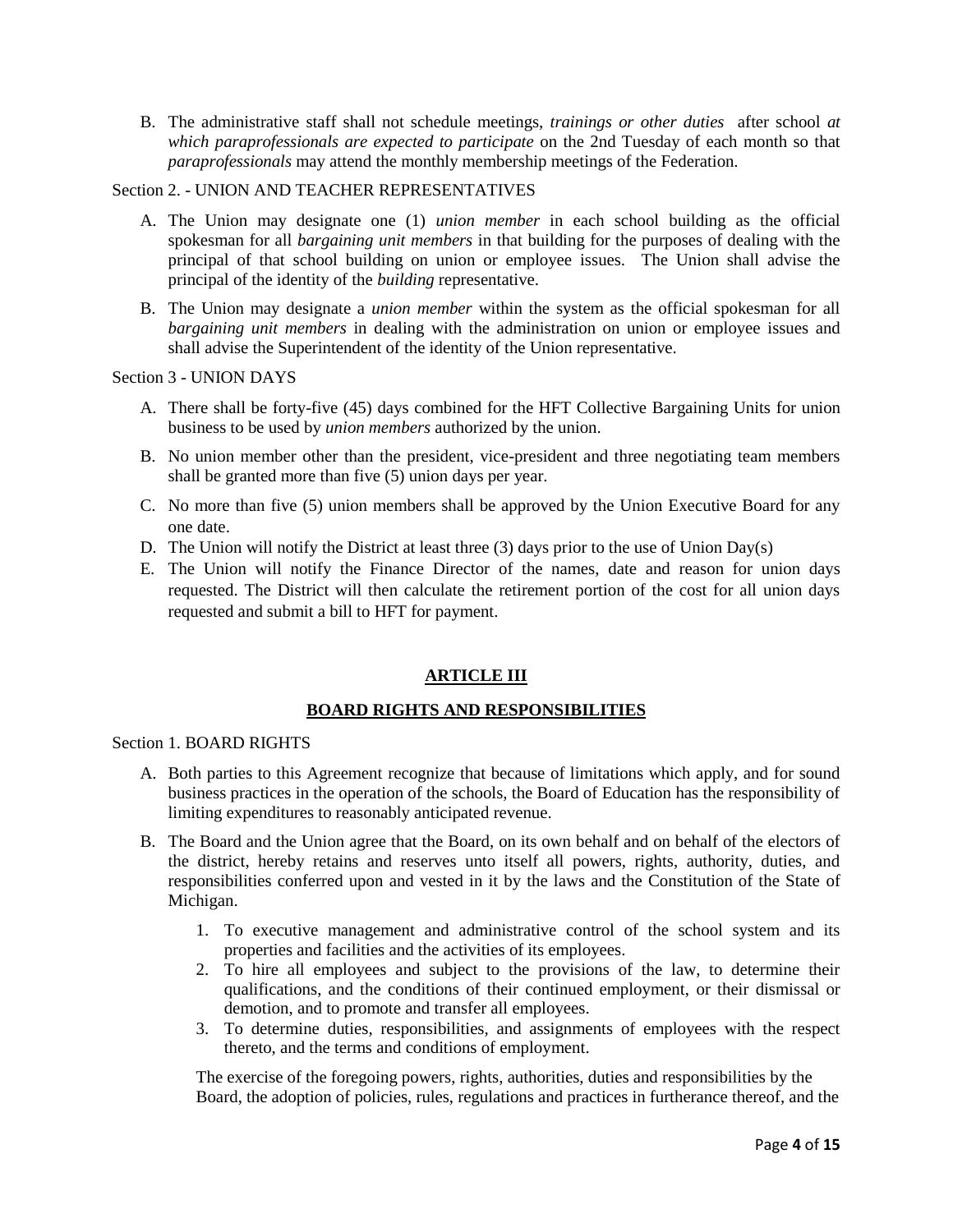B. The administrative staff shall not schedule meetings, *trainings or other duties* after school *at which paraprofessionals are expected to participate* on the 2nd Tuesday of each month so that *paraprofessionals* may attend the monthly membership meetings of the Federation.

Section 2. - UNION AND TEACHER REPRESENTATIVES

A. The Union may designate one (1) *union member* in each school building as the official spokesman for all *bargaining unit members* in that building for the purposes of dealing with the principal of that school building on union or employee issues. The Union shall advise the principal of the identity of the *building* representative.

B. The Union may designate a *union member* within the system as the official spokesman for all *bargaining unit members* in dealing with the administration on union or employee issues and shall advise the Superintendent of the identity of the Union representative.

Section 3 - UNION DAYS

A. There shall be forty-five (45) days combined for the HFT Collective Bargaining Units for union business to be used by *union members* authorized by the union.

B. No union member other than the president, vice-president and three negotiating team members shall be granted more than five (5) union days per year.

C. No more than five (5) union members shall be approved by the Union Executive Board for any one date.

D. The Union will notify the District at least three (3) days prior to the use of Union Day(s)

E. The Union will notify the Finance Director of the names, date and reason for union days requested. The District will then calculate the retirement portion of the cost for all union days requested and submit a bill to HFT for payment.

## ARTICLE III

## BOARD RIGHTS AND RESPONSIBILITIES

Section 1. BOARD RIGHTS

A. Both parties to this Agreement recognize that because of limitations which apply, and for sound business practices in the operation of the schools, the Board of Education has the responsibility of limiting expenditures to reasonably anticipated revenue.

B. The Board and the Union agree that the Board, on its own behalf and on behalf of the electors of the district, hereby retains and reserves unto itself all powers, rights, authority, duties, and responsibilities conferred upon and vested in it by the laws and the Constitution of the State of Michigan.

1. To executive management and administrative control of the school system and its properties and facilities and the activities of its employees.
2. To hire all employees and subject to the provisions of the law, to determine their qualifications, and the conditions of their continued employment, or their dismissal or demotion, and to promote and transfer all employees.
3. To determine duties, responsibilities, and assignments of employees with the respect thereto, and the terms and conditions of employment.

The exercise of the foregoing powers, rights, authorities, duties and responsibilities by the Board, the adoption of policies, rules, regulations and practices in furtherance thereof, and the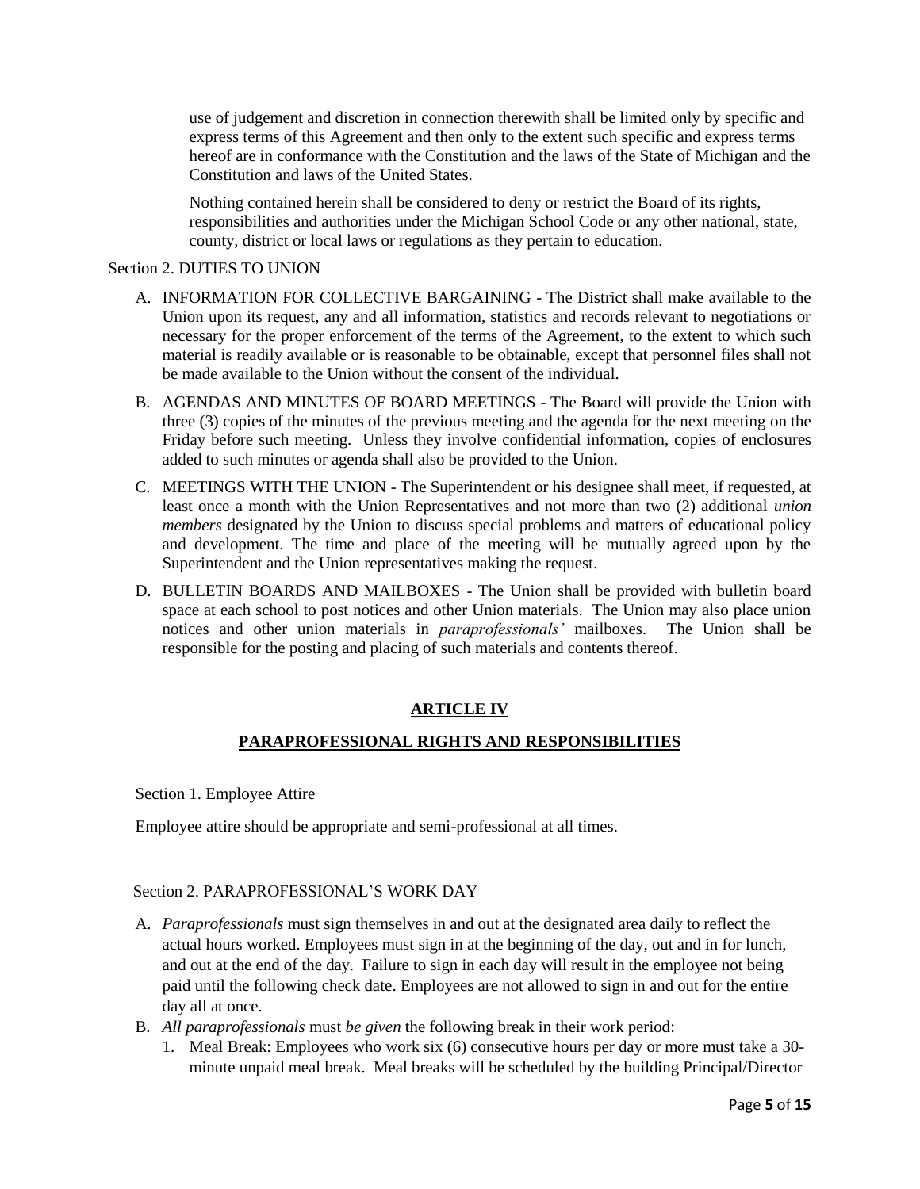use of judgement and discretion in connection therewith shall be limited only by specific and express terms of this Agreement and then only to the extent such specific and express terms hereof are in conformance with the Constitution and the laws of the State of Michigan and the Constitution and laws of the United States.

Nothing contained herein shall be considered to deny or restrict the Board of its rights, responsibilities and authorities under the Michigan School Code or any other national, state, county, district or local laws or regulations as they pertain to education.

Section 2. DUTIES TO UNION

A. INFORMATION FOR COLLECTIVE BARGAINING - The District shall make available to the Union upon its request, any and all information, statistics and records relevant to negotiations or necessary for the proper enforcement of the terms of the Agreement, to the extent to which such material is readily available or is reasonable to be obtainable, except that personnel files shall not be made available to the Union without the consent of the individual.

B. AGENDAS AND MINUTES OF BOARD MEETINGS - The Board will provide the Union with three (3) copies of the minutes of the previous meeting and the agenda for the next meeting on the Friday before such meeting. Unless they involve confidential information, copies of enclosures added to such minutes or agenda shall also be provided to the Union.

C. MEETINGS WITH THE UNION - The Superintendent or his designee shall meet, if requested, at least once a month with the Union Representatives and not more than two (2) additional *union members* designated by the Union to discuss special problems and matters of educational policy and development. The time and place of the meeting will be mutually agreed upon by the Superintendent and the Union representatives making the request.

D. BULLETIN BOARDS AND MAILBOXES - The Union shall be provided with bulletin board space at each school to post notices and other Union materials. The Union may also place union notices and other union materials in *paraprofessionals'* mailboxes. The Union shall be responsible for the posting and placing of such materials and contents thereof.

## ARTICLE IV

## PARAPROFESSIONAL RIGHTS AND RESPONSIBILITIES

Section 1. Employee Attire

Employee attire should be appropriate and semi-professional at all times.

Section 2. PARAPROFESSIONAL'S WORK DAY

A. *Paraprofessionals* must sign themselves in and out at the designated area daily to reflect the actual hours worked. Employees must sign in at the beginning of the day, out and in for lunch, and out at the end of the day. Failure to sign in each day will result in the employee not being paid until the following check date. Employees are not allowed to sign in and out for the entire day all at once.

B. *All paraprofessionals* must *be given* the following break in their work period:
   1. Meal Break: Employees who work six (6) consecutive hours per day or more must take a 30-minute unpaid meal break. Meal breaks will be scheduled by the building Principal/Director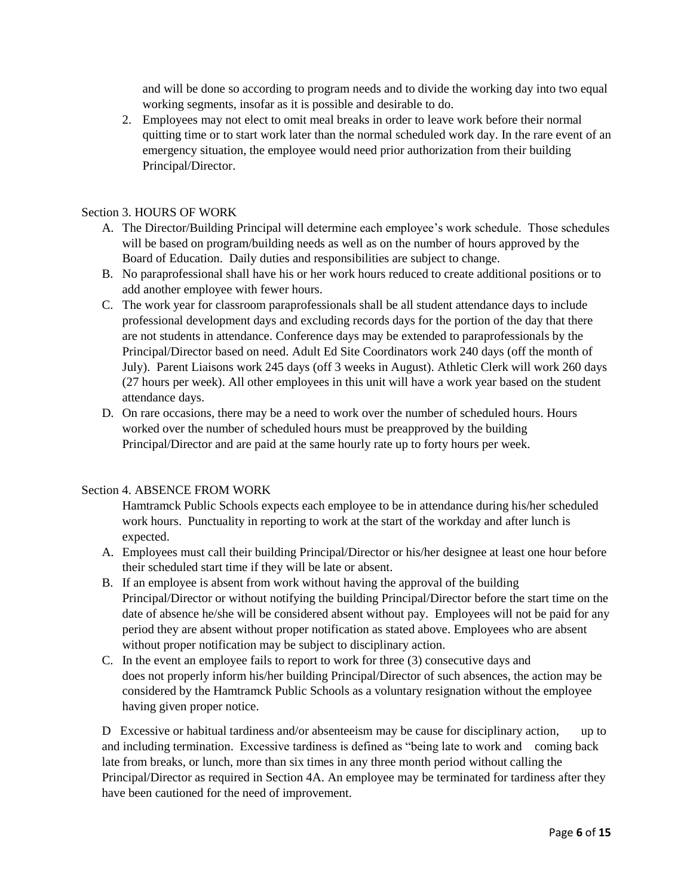and will be done so according to program needs and to divide the working day into two equal working segments, insofar as it is possible and desirable to do.

2. Employees may not elect to omit meal breaks in order to leave work before their normal quitting time or to start work later than the normal scheduled work day. In the rare event of an emergency situation, the employee would need prior authorization from their building Principal/Director.

Section 3. HOURS OF WORK

A. The Director/Building Principal will determine each employee's work schedule. Those schedules will be based on program/building needs as well as on the number of hours approved by the Board of Education. Daily duties and responsibilities are subject to change.

B. No paraprofessional shall have his or her work hours reduced to create additional positions or to add another employee with fewer hours.

C. The work year for classroom paraprofessionals shall be all student attendance days to include professional development days and excluding records days for the portion of the day that there are not students in attendance. Conference days may be extended to paraprofessionals by the Principal/Director based on need. Adult Ed Site Coordinators work 240 days (off the month of July). Parent Liaisons work 245 days (off 3 weeks in August). Athletic Clerk will work 260 days (27 hours per week). All other employees in this unit will have a work year based on the student attendance days.

D. On rare occasions, there may be a need to work over the number of scheduled hours. Hours worked over the number of scheduled hours must be preapproved by the building Principal/Director and are paid at the same hourly rate up to forty hours per week.

Section 4. ABSENCE FROM WORK

Hamtramck Public Schools expects each employee to be in attendance during his/her scheduled work hours. Punctuality in reporting to work at the start of the workday and after lunch is expected.

A. Employees must call their building Principal/Director or his/her designee at least one hour before their scheduled start time if they will be late or absent.

B. If an employee is absent from work without having the approval of the building Principal/Director or without notifying the building Principal/Director before the start time on the date of absence he/she will be considered absent without pay. Employees will not be paid for any period they are absent without proper notification as stated above. Employees who are absent without proper notification may be subject to disciplinary action.

C. In the event an employee fails to report to work for three (3) consecutive days and does not properly inform his/her building Principal/Director of such absences, the action may be considered by the Hamtramck Public Schools as a voluntary resignation without the employee having given proper notice.

D Excessive or habitual tardiness and/or absenteeism may be cause for disciplinary action, up to and including termination. Excessive tardiness is defined as "being late to work and coming back late from breaks, or lunch, more than six times in any three month period without calling the Principal/Director as required in Section 4A. An employee may be terminated for tardiness after they have been cautioned for the need of improvement.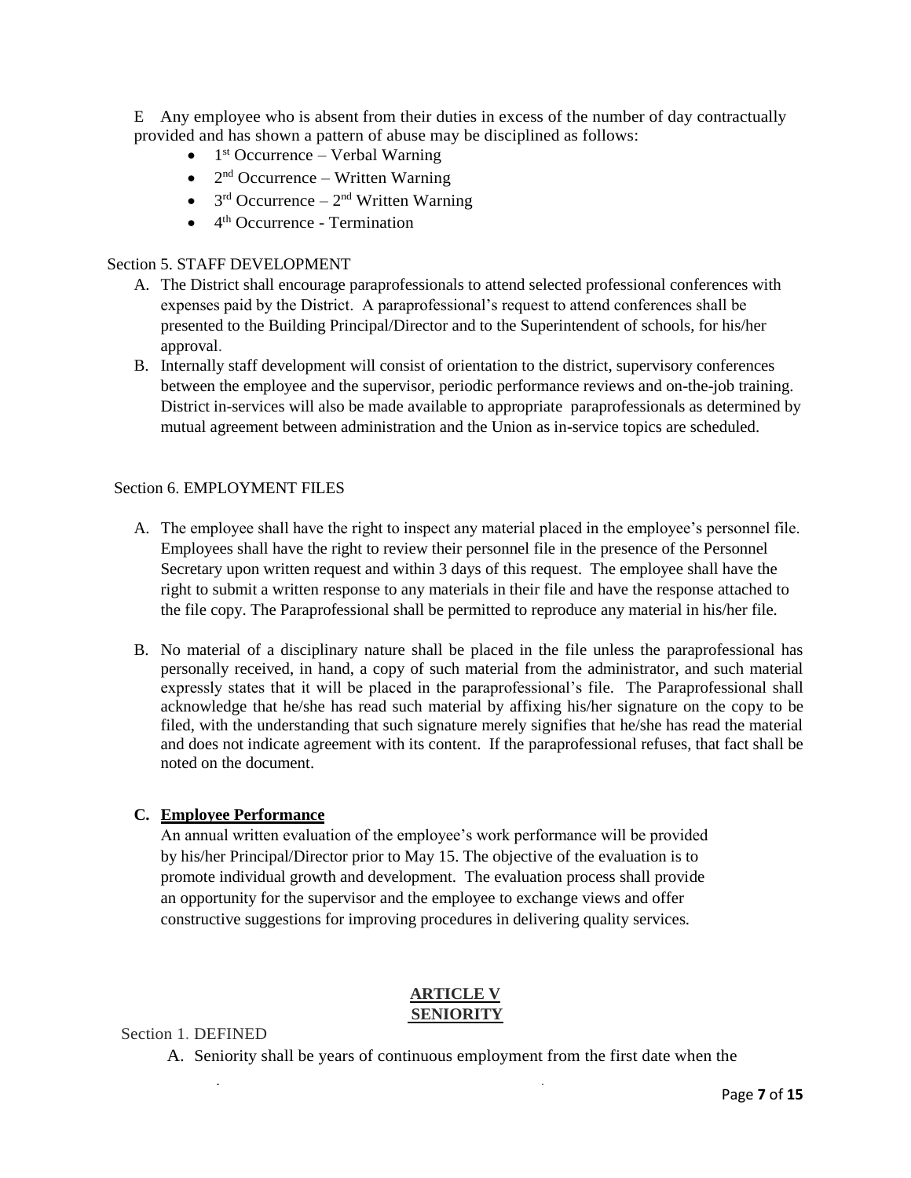E Any employee who is absent from their duties in excess of the number of day contractually provided and has shown a pattern of abuse may be disciplined as follows:

- 1st Occurrence – Verbal Warning
- 2nd Occurrence – Written Warning
- 3rd Occurrence – 2nd Written Warning
- 4th Occurrence - Termination

Section 5. STAFF DEVELOPMENT

A. The District shall encourage paraprofessionals to attend selected professional conferences with expenses paid by the District. A paraprofessional's request to attend conferences shall be presented to the Building Principal/Director and to the Superintendent of schools, for his/her approval.

B. Internally staff development will consist of orientation to the district, supervisory conferences between the employee and the supervisor, periodic performance reviews and on-the-job training. District in-services will also be made available to appropriate paraprofessionals as determined by mutual agreement between administration and the Union as in-service topics are scheduled.

Section 6. EMPLOYMENT FILES

A. The employee shall have the right to inspect any material placed in the employee's personnel file. Employees shall have the right to review their personnel file in the presence of the Personnel Secretary upon written request and within 3 days of this request. The employee shall have the right to submit a written response to any materials in their file and have the response attached to the file copy. The Paraprofessional shall be permitted to reproduce any material in his/her file.

B. No material of a disciplinary nature shall be placed in the file unless the paraprofessional has personally received, in hand, a copy of such material from the administrator, and such material expressly states that it will be placed in the paraprofessional's file. The Paraprofessional shall acknowledge that he/she has read such material by affixing his/her signature on the copy to be filed, with the understanding that such signature merely signifies that he/she has read the material and does not indicate agreement with its content. If the paraprofessional refuses, that fact shall be noted on the document.

**C. <u>Employee Performance</u>**

An annual written evaluation of the employee's work performance will be provided by his/her Principal/Director prior to May 15. The objective of the evaluation is to promote individual growth and development. The evaluation process shall provide an opportunity for the supervisor and the employee to exchange views and offer constructive suggestions for improving procedures in delivering quality services.

## ARTICLE V
## SENIORITY

Section 1. DEFINED

A. Seniority shall be years of continuous employment from the first date when the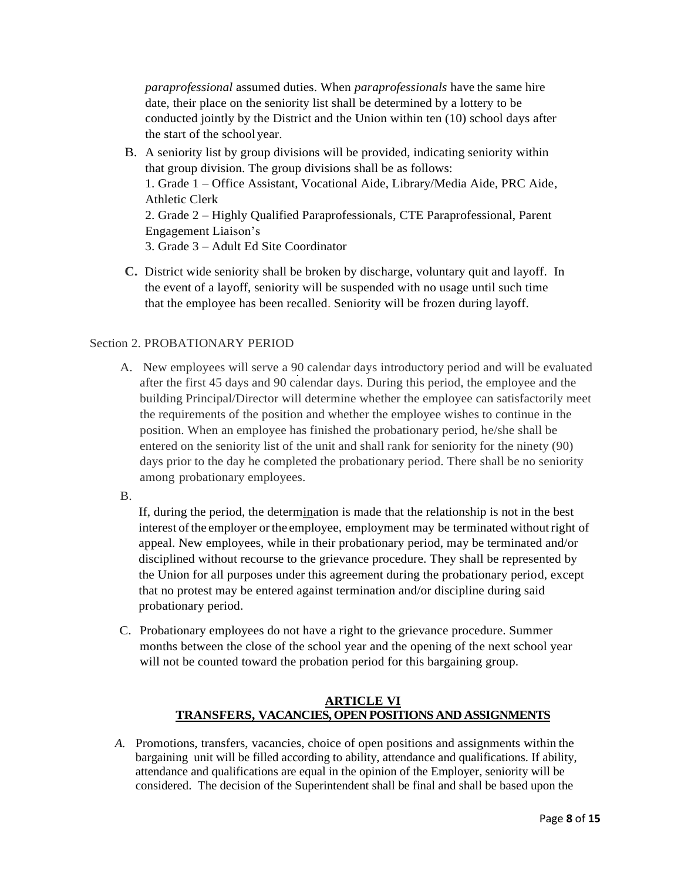*paraprofessional* assumed duties. When *paraprofessionals* have the same hire date, their place on the seniority list shall be determined by a lottery to be conducted jointly by the District and the Union within ten (10) school days after the start of the school year.

B. A seniority list by group divisions will be provided, indicating seniority within that group division. The group divisions shall be as follows:
   1. Grade 1 – Office Assistant, Vocational Aide, Library/Media Aide, PRC Aide, Athletic Clerk
   2. Grade 2 – Highly Qualified Paraprofessionals, CTE Paraprofessional, Parent Engagement Liaison's
   3. Grade 3 – Adult Ed Site Coordinator

**C.** District wide seniority shall be broken by discharge, voluntary quit and layoff. In the event of a layoff, seniority will be suspended with no usage until such time that the employee has been recalled. Seniority will be frozen during layoff.

Section 2. PROBATIONARY PERIOD

A. New employees will serve a 90 calendar days introductory period and will be evaluated after the first 45 days and 90 calendar days. During this period, the employee and the building Principal/Director will determine whether the employee can satisfactorily meet the requirements of the position and whether the employee wishes to continue in the position. When an employee has finished the probationary period, he/she shall be entered on the seniority list of the unit and shall rank for seniority for the ninety (90) days prior to the day he completed the probationary period. There shall be no seniority among probationary employees.

B. If, during the period, the determination is made that the relationship is not in the best interest of the employer or the employee, employment may be terminated without right of appeal. New employees, while in their probationary period, may be terminated and/or disciplined without recourse to the grievance procedure. They shall be represented by the Union for all purposes under this agreement during the probationary period, except that no protest may be entered against termination and/or discipline during said probationary period.

C. Probationary employees do not have a right to the grievance procedure. Summer months between the close of the school year and the opening of the next school year will not be counted toward the probation period for this bargaining group.

## ARTICLE VI
## TRANSFERS, VACANCIES, OPEN POSITIONS AND ASSIGNMENTS

*A.* Promotions, transfers, vacancies, choice of open positions and assignments within the bargaining unit will be filled according to ability, attendance and qualifications. If ability, attendance and qualifications are equal in the opinion of the Employer, seniority will be considered. The decision of the Superintendent shall be final and shall be based upon the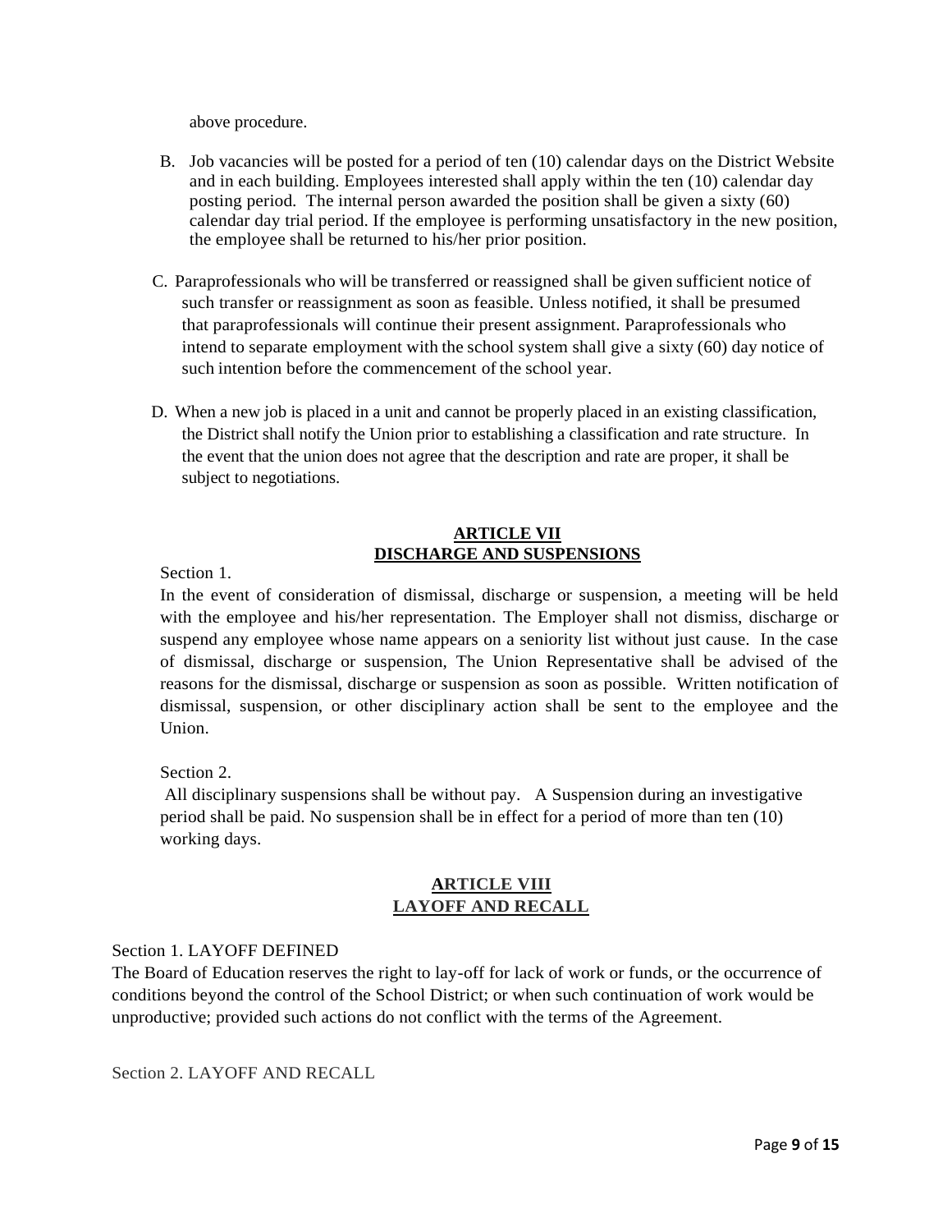above procedure.

B. Job vacancies will be posted for a period of ten (10) calendar days on the District Website and in each building. Employees interested shall apply within the ten (10) calendar day posting period. The internal person awarded the position shall be given a sixty (60) calendar day trial period. If the employee is performing unsatisfactory in the new position, the employee shall be returned to his/her prior position.

C. Paraprofessionals who will be transferred or reassigned shall be given sufficient notice of such transfer or reassignment as soon as feasible. Unless notified, it shall be presumed that paraprofessionals will continue their present assignment. Paraprofessionals who intend to separate employment with the school system shall give a sixty (60) day notice of such intention before the commencement of the school year.

D. When a new job is placed in a unit and cannot be properly placed in an existing classification, the District shall notify the Union prior to establishing a classification and rate structure. In the event that the union does not agree that the description and rate are proper, it shall be subject to negotiations.

## ARTICLE VII
## DISCHARGE AND SUSPENSIONS

Section 1.

In the event of consideration of dismissal, discharge or suspension, a meeting will be held with the employee and his/her representation. The Employer shall not dismiss, discharge or suspend any employee whose name appears on a seniority list without just cause. In the case of dismissal, discharge or suspension, The Union Representative shall be advised of the reasons for the dismissal, discharge or suspension as soon as possible. Written notification of dismissal, suspension, or other disciplinary action shall be sent to the employee and the Union.

Section 2.

All disciplinary suspensions shall be without pay. A Suspension during an investigative period shall be paid. No suspension shall be in effect for a period of more than ten (10) working days.

## ARTICLE VIII
## LAYOFF AND RECALL

Section 1. LAYOFF DEFINED

The Board of Education reserves the right to lay-off for lack of work or funds, or the occurrence of conditions beyond the control of the School District; or when such continuation of work would be unproductive; provided such actions do not conflict with the terms of the Agreement.

Section 2. LAYOFF AND RECALL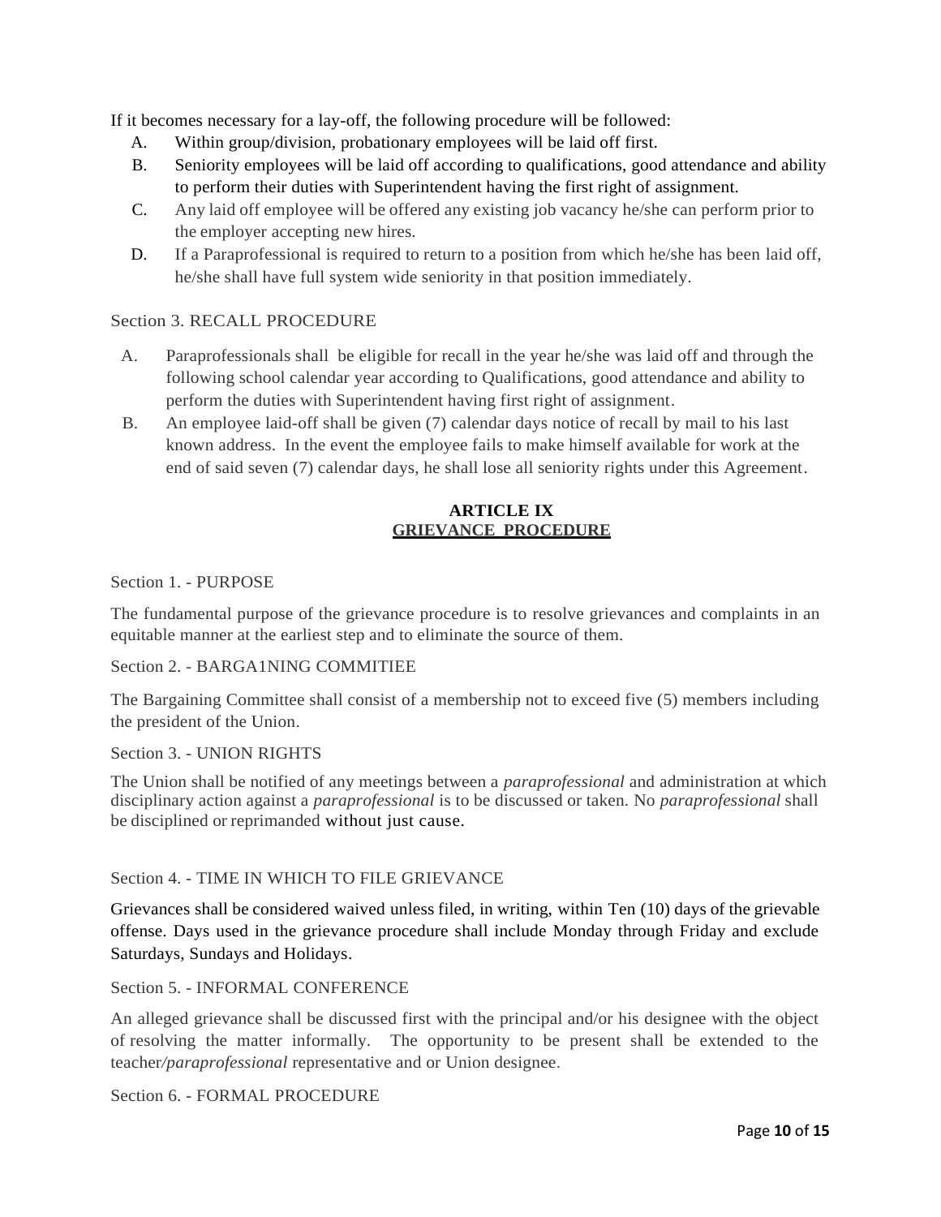If it becomes necessary for a lay-off, the following procedure will be followed:

A. Within group/division, probationary employees will be laid off first.

B. Seniority employees will be laid off according to qualifications, good attendance and ability to perform their duties with Superintendent having the first right of assignment.

C. Any laid off employee will be offered any existing job vacancy he/she can perform prior to the employer accepting new hires.

D. If a Paraprofessional is required to return to a position from which he/she has been laid off, he/she shall have full system wide seniority in that position immediately.

Section 3. RECALL PROCEDURE

A. Paraprofessionals shall be eligible for recall in the year he/she was laid off and through the following school calendar year according to Qualifications, good attendance and ability to perform the duties with Superintendent having first right of assignment.

B. An employee laid-off shall be given (7) calendar days notice of recall by mail to his last known address. In the event the employee fails to make himself available for work at the end of said seven (7) calendar days, he shall lose all seniority rights under this Agreement.

## ARTICLE IX
## GRIEVANCE PROCEDURE

Section 1. - PURPOSE

The fundamental purpose of the grievance procedure is to resolve grievances and complaints in an equitable manner at the earliest step and to eliminate the source of them.

Section 2. - BARGA1NING COMMITIEE

The Bargaining Committee shall consist of a membership not to exceed five (5) members including the president of the Union.

Section 3. - UNION RIGHTS

The Union shall be notified of any meetings between a *paraprofessional* and administration at which disciplinary action against a *paraprofessional* is to be discussed or taken. No *paraprofessional* shall be disciplined or reprimanded without just cause.

Section 4. - TIME IN WHICH TO FILE GRIEVANCE

Grievances shall be considered waived unless filed, in writing, within Ten (10) days of the grievable offense. Days used in the grievance procedure shall include Monday through Friday and exclude Saturdays, Sundays and Holidays.

Section 5. - INFORMAL CONFERENCE

An alleged grievance shall be discussed first with the principal and/or his designee with the object of resolving the matter informally. The opportunity to be present shall be extended to the teacher/*paraprofessional* representative and or Union designee.

Section 6. - FORMAL PROCEDURE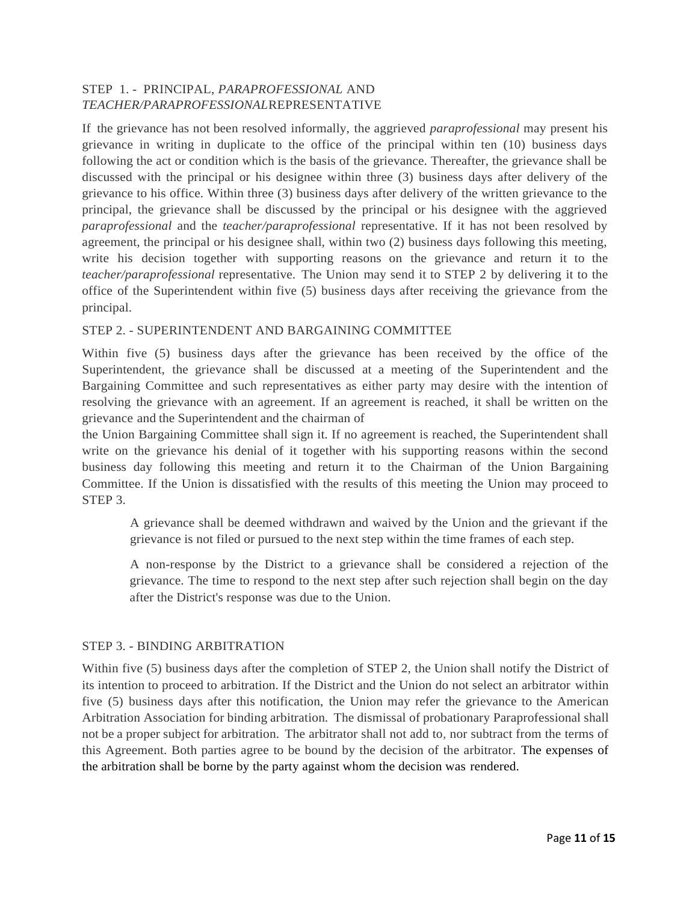STEP 1. - PRINCIPAL, *PARAPROFESSIONAL* AND *TEACHER/PARAPROFESSIONAL* REPRESENTATIVE

If the grievance has not been resolved informally, the aggrieved *paraprofessional* may present his grievance in writing in duplicate to the office of the principal within ten (10) business days following the act or condition which is the basis of the grievance. Thereafter, the grievance shall be discussed with the principal or his designee within three (3) business days after delivery of the grievance to his office. Within three (3) business days after delivery of the written grievance to the principal, the grievance shall be discussed by the principal or his designee with the aggrieved *paraprofessional* and the *teacher/paraprofessional* representative. If it has not been resolved by agreement, the principal or his designee shall, within two (2) business days following this meeting, write his decision together with supporting reasons on the grievance and return it to the *teacher/paraprofessional* representative. The Union may send it to STEP 2 by delivering it to the office of the Superintendent within five (5) business days after receiving the grievance from the principal.

STEP 2. - SUPERINTENDENT AND BARGAINING COMMITTEE

Within five (5) business days after the grievance has been received by the office of the Superintendent, the grievance shall be discussed at a meeting of the Superintendent and the Bargaining Committee and such representatives as either party may desire with the intention of resolving the grievance with an agreement. If an agreement is reached, it shall be written on the grievance and the Superintendent and the chairman of the Union Bargaining Committee shall sign it. If no agreement is reached, the Superintendent shall write on the grievance his denial of it together with his supporting reasons within the second business day following this meeting and return it to the Chairman of the Union Bargaining Committee. If the Union is dissatisfied with the results of this meeting the Union may proceed to STEP 3.

> A grievance shall be deemed withdrawn and waived by the Union and the grievant if the grievance is not filed or pursued to the next step within the time frames of each step.
>
> A non-response by the District to a grievance shall be considered a rejection of the grievance. The time to respond to the next step after such rejection shall begin on the day after the District's response was due to the Union.

STEP 3. - BINDING ARBITRATION

Within five (5) business days after the completion of STEP 2, the Union shall notify the District of its intention to proceed to arbitration. If the District and the Union do not select an arbitrator within five (5) business days after this notification, the Union may refer the grievance to the American Arbitration Association for binding arbitration. The dismissal of probationary Paraprofessional shall not be a proper subject for arbitration. The arbitrator shall not add to, nor subtract from the terms of this Agreement. Both parties agree to be bound by the decision of the arbitrator. The expenses of the arbitration shall be borne by the party against whom the decision was rendered.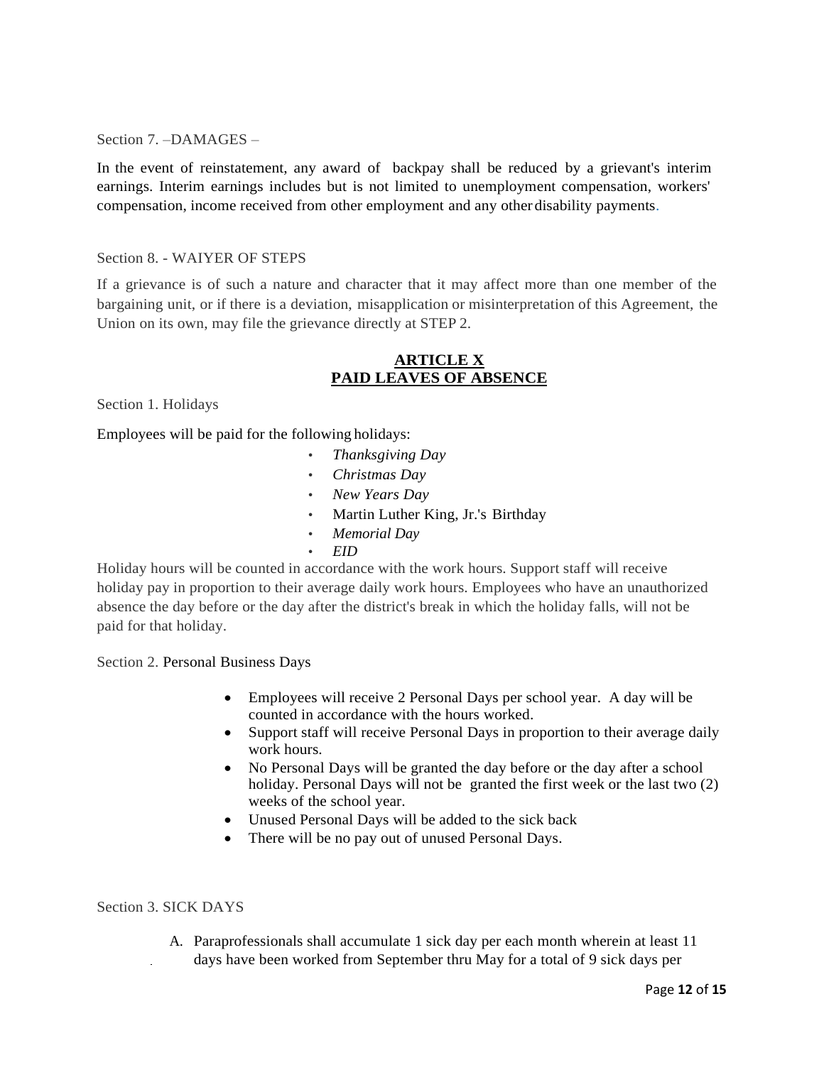Section 7. –DAMAGES –

In the event of reinstatement, any award of backpay shall be reduced by a grievant's interim earnings. Interim earnings includes but is not limited to unemployment compensation, workers' compensation, income received from other employment and any other disability payments.

Section 8. - WAIYER OF STEPS

If a grievance is of such a nature and character that it may affect more than one member of the bargaining unit, or if there is a deviation, misapplication or misinterpretation of this Agreement, the Union on its own, may file the grievance directly at STEP 2.

## ARTICLE X
## PAID LEAVES OF ABSENCE

Section 1. Holidays

Employees will be paid for the following holidays:

- *Thanksgiving Day*
- *Christmas Day*
- *New Years Day*
- Martin Luther King, Jr.'s Birthday
- *Memorial Day*
- *EID*

Holiday hours will be counted in accordance with the work hours. Support staff will receive holiday pay in proportion to their average daily work hours. Employees who have an unauthorized absence the day before or the day after the district's break in which the holiday falls, will not be paid for that holiday.

Section 2. Personal Business Days

- Employees will receive 2 Personal Days per school year. A day will be counted in accordance with the hours worked.
- Support staff will receive Personal Days in proportion to their average daily work hours.
- No Personal Days will be granted the day before or the day after a school holiday. Personal Days will not be granted the first week or the last two (2) weeks of the school year.
- Unused Personal Days will be added to the sick back
- There will be no pay out of unused Personal Days.

Section 3. SICK DAYS

A. Paraprofessionals shall accumulate 1 sick day per each month wherein at least 11 days have been worked from September thru May for a total of 9 sick days per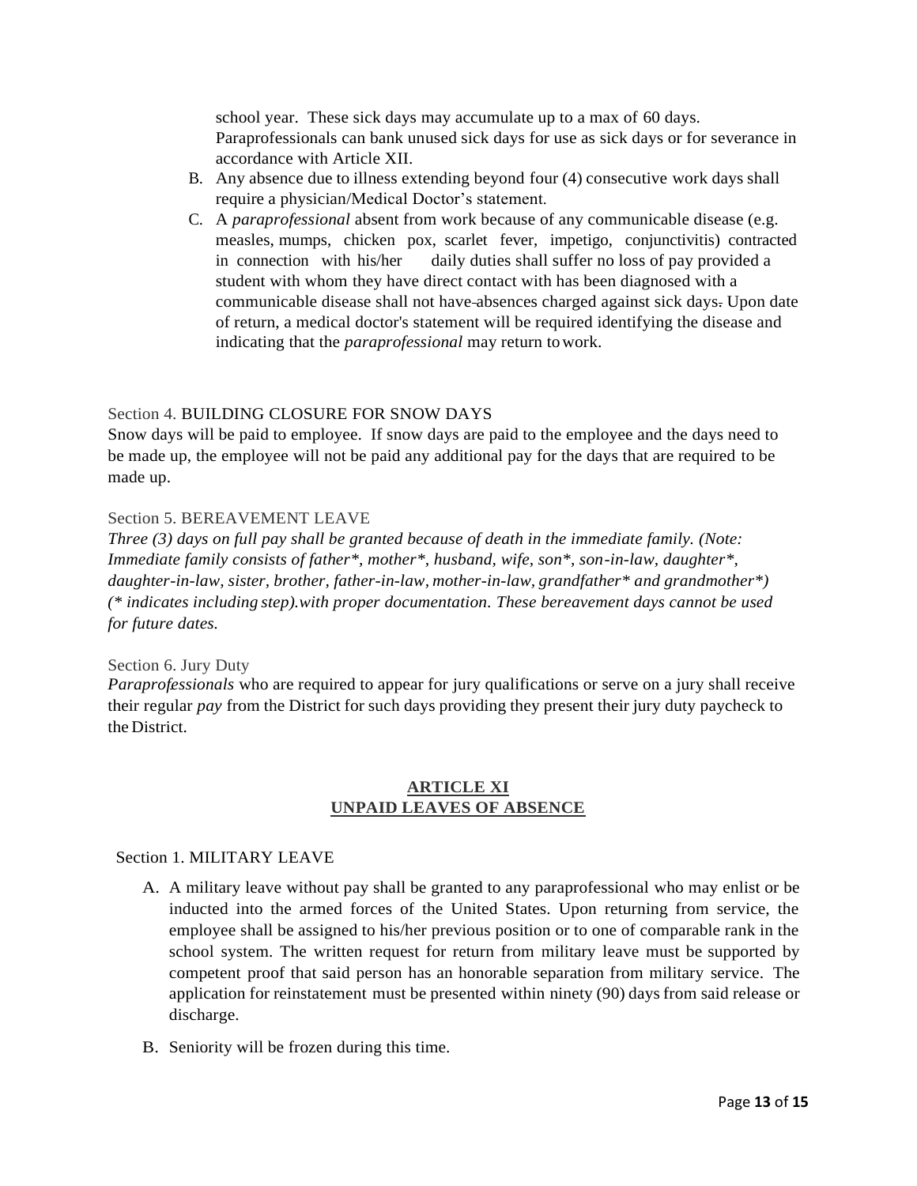school year. These sick days may accumulate up to a max of 60 days. Paraprofessionals can bank unused sick days for use as sick days or for severance in accordance with Article XII.

B. Any absence due to illness extending beyond four (4) consecutive work days shall require a physician/Medical Doctor's statement.
C. A *paraprofessional* absent from work because of any communicable disease (e.g. measles, mumps, chicken pox, scarlet fever, impetigo, conjunctivitis) contracted in connection with his/her daily duties shall suffer no loss of pay provided a student with whom they have direct contact with has been diagnosed with a communicable disease shall not have absences charged against sick days. Upon date of return, a medical doctor's statement will be required identifying the disease and indicating that the *paraprofessional* may return to work.

Section 4. BUILDING CLOSURE FOR SNOW DAYS

Snow days will be paid to employee. If snow days are paid to the employee and the days need to be made up, the employee will not be paid any additional pay for the days that are required to be made up.

Section 5. BEREAVEMENT LEAVE

*Three (3) days on full pay shall be granted because of death in the immediate family. (Note: Immediate family consists of father*, mother*, husband, wife, son*, son-in-law, daughter*, daughter-in-law, sister, brother, father-in-law, mother-in-law, grandfather* and grandmother*) (* indicates including step).with proper documentation. These bereavement days cannot be used for future dates.*

Section 6. Jury Duty

*Paraprofessionals* who are required to appear for jury qualifications or serve on a jury shall receive their regular *pay* from the District for such days providing they present their jury duty paycheck to the District.

## **ARTICLE XI**
## **UNPAID LEAVES OF ABSENCE**

Section 1. MILITARY LEAVE

A. A military leave without pay shall be granted to any paraprofessional who may enlist or be inducted into the armed forces of the United States. Upon returning from service, the employee shall be assigned to his/her previous position or to one of comparable rank in the school system. The written request for return from military leave must be supported by competent proof that said person has an honorable separation from military service. The application for reinstatement must be presented within ninety (90) days from said release or discharge.

B. Seniority will be frozen during this time.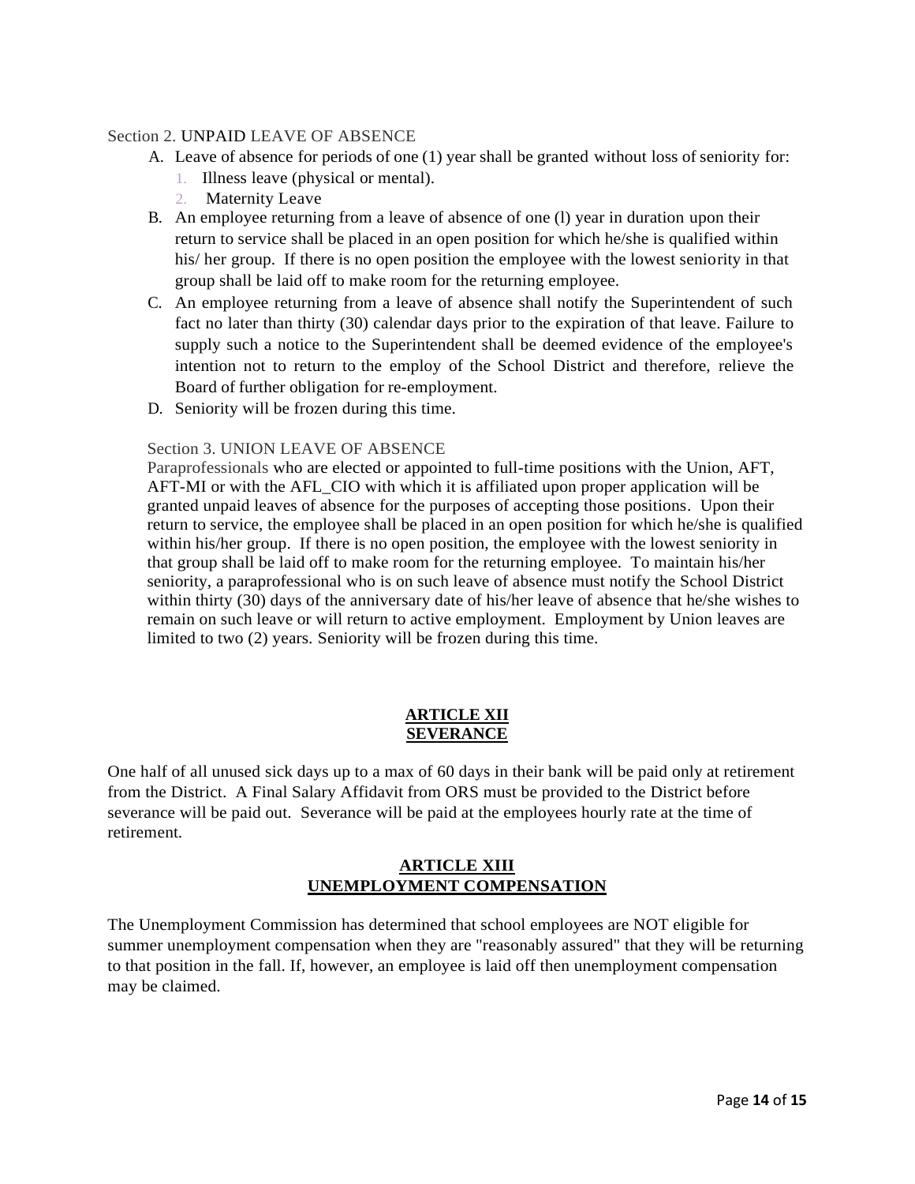Section 2. UNPAID LEAVE OF ABSENCE

A. Leave of absence for periods of one (1) year shall be granted without loss of seniority for:
   1. Illness leave (physical or mental).
   2. Maternity Leave
B. An employee returning from a leave of absence of one (l) year in duration upon their return to service shall be placed in an open position for which he/she is qualified within his/ her group. If there is no open position the employee with the lowest seniority in that group shall be laid off to make room for the returning employee.
C. An employee returning from a leave of absence shall notify the Superintendent of such fact no later than thirty (30) calendar days prior to the expiration of that leave. Failure to supply such a notice to the Superintendent shall be deemed evidence of the employee's intention not to return to the employ of the School District and therefore, relieve the Board of further obligation for re-employment.
D. Seniority will be frozen during this time.

Section 3. UNION LEAVE OF ABSENCE

Paraprofessionals who are elected or appointed to full-time positions with the Union, AFT, AFT-MI or with the AFL_CIO with which it is affiliated upon proper application will be granted unpaid leaves of absence for the purposes of accepting those positions. Upon their return to service, the employee shall be placed in an open position for which he/she is qualified within his/her group. If there is no open position, the employee with the lowest seniority in that group shall be laid off to make room for the returning employee. To maintain his/her seniority, a paraprofessional who is on such leave of absence must notify the School District within thirty (30) days of the anniversary date of his/her leave of absence that he/she wishes to remain on such leave or will return to active employment. Employment by Union leaves are limited to two (2) years. Seniority will be frozen during this time.

## ARTICLE XII
## SEVERANCE

One half of all unused sick days up to a max of 60 days in their bank will be paid only at retirement from the District. A Final Salary Affidavit from ORS must be provided to the District before severance will be paid out. Severance will be paid at the employees hourly rate at the time of retirement.

## ARTICLE XIII
## UNEMPLOYMENT COMPENSATION

The Unemployment Commission has determined that school employees are NOT eligible for summer unemployment compensation when they are "reasonably assured" that they will be returning to that position in the fall. If, however, an employee is laid off then unemployment compensation may be claimed.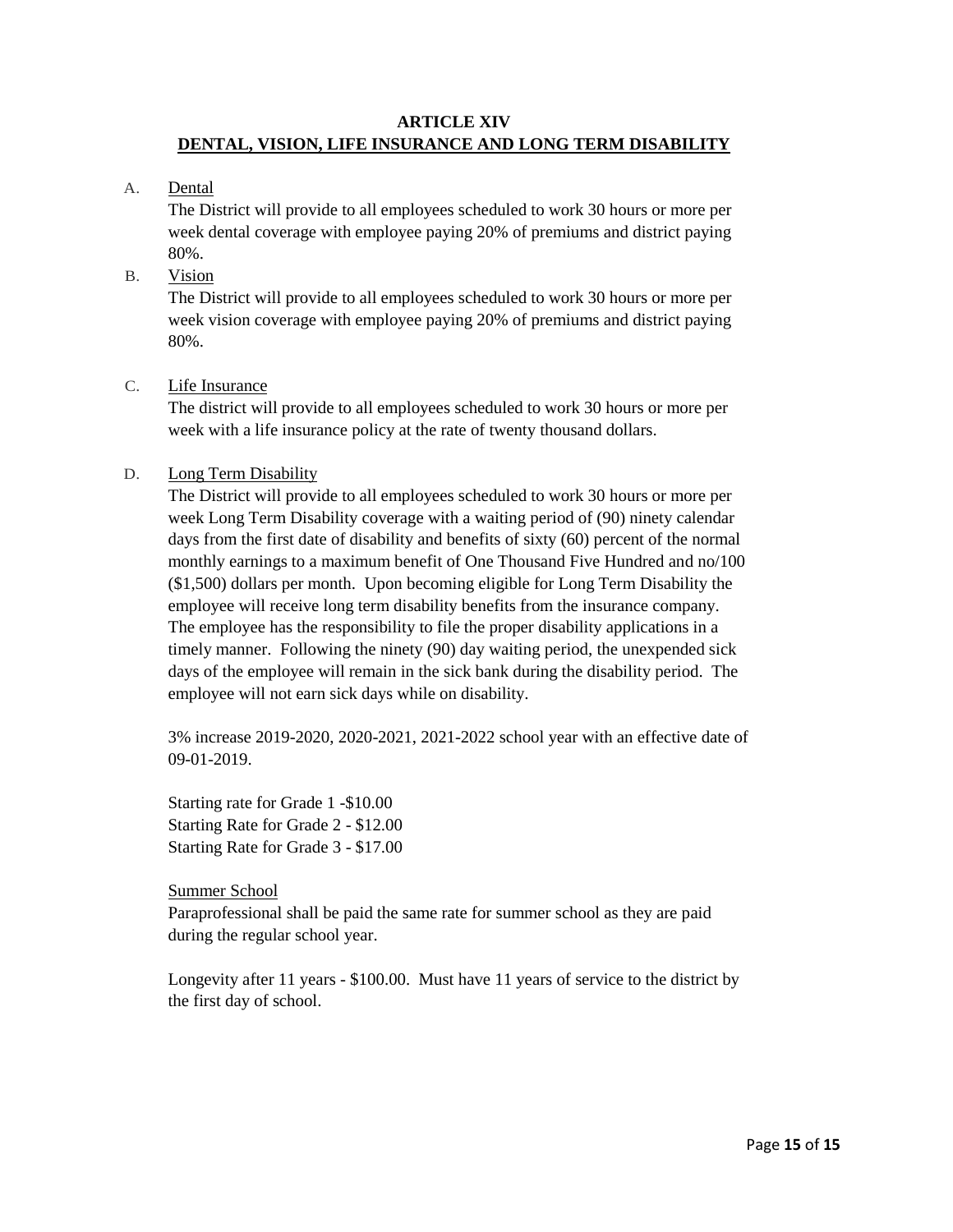## ARTICLE XIV

## DENTAL, VISION, LIFE INSURANCE AND LONG TERM DISABILITY

A. Dental

The District will provide to all employees scheduled to work 30 hours or more per week dental coverage with employee paying 20% of premiums and district paying 80%.

B. Vision

The District will provide to all employees scheduled to work 30 hours or more per week vision coverage with employee paying 20% of premiums and district paying 80%.

C. Life Insurance

The district will provide to all employees scheduled to work 30 hours or more per week with a life insurance policy at the rate of twenty thousand dollars.

D. Long Term Disability

The District will provide to all employees scheduled to work 30 hours or more per week Long Term Disability coverage with a waiting period of (90) ninety calendar days from the first date of disability and benefits of sixty (60) percent of the normal monthly earnings to a maximum benefit of One Thousand Five Hundred and no/100 ($1,500) dollars per month. Upon becoming eligible for Long Term Disability the employee will receive long term disability benefits from the insurance company. The employee has the responsibility to file the proper disability applications in a timely manner. Following the ninety (90) day waiting period, the unexpended sick days of the employee will remain in the sick bank during the disability period. The employee will not earn sick days while on disability.

3% increase 2019-2020, 2020-2021, 2021-2022 school year with an effective date of 09-01-2019.

Starting rate for Grade 1 -$10.00
Starting Rate for Grade 2 - $12.00
Starting Rate for Grade 3 - $17.00

Summer School

Paraprofessional shall be paid the same rate for summer school as they are paid during the regular school year.

Longevity after 11 years - $100.00. Must have 11 years of service to the district by the first day of school.